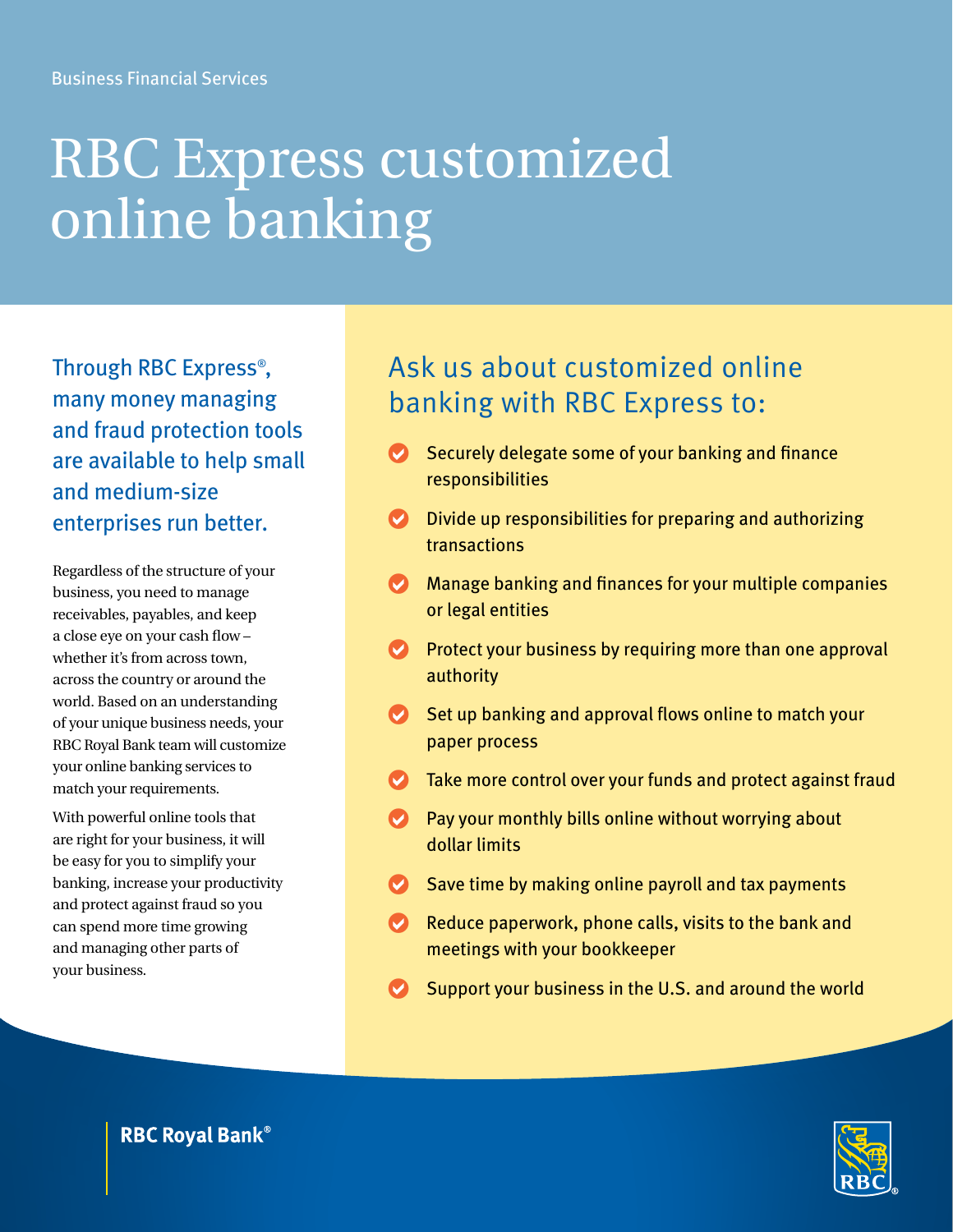Business Financial Services

# RBC Express customized online banking

## Through RBC Express®, many money managing and fraud protection tools are available to help small and medium-size enterprises run better.

Regardless of the structure of your business, you need to manage receivables, payables, and keep a close eye on your cash flow – whether it's from across town, across the country or around the world. Based on an understanding of your unique business needs, your RBC Royal Bank team will customize your online banking services to match your requirements.

With powerful online tools that are right for your business, it will be easy for you to simplify your banking, increase your productivity and protect against fraud so you can spend more time growing and managing other parts of your business.

## Ask us about customized online banking with RBC Express to:

- Securely delegate some of your banking and finance responsibilities
- Divide up responsibilities for preparing and authorizing transactions
- Manage banking and finances for your multiple companies or legal entities
- Protect your business by requiring more than one approval authority
- Set up banking and approval flows online to match your paper process
- Take more control over your funds and protect against fraud
- Pay your monthly bills online without worrying about dollar limits
- Save time by making online payroll and tax payments
- Reduce paperwork, phone calls, visits to the bank and meetings with your bookkeeper
- Support your business in the U.S. and around the world

**RBC Royal Bank®**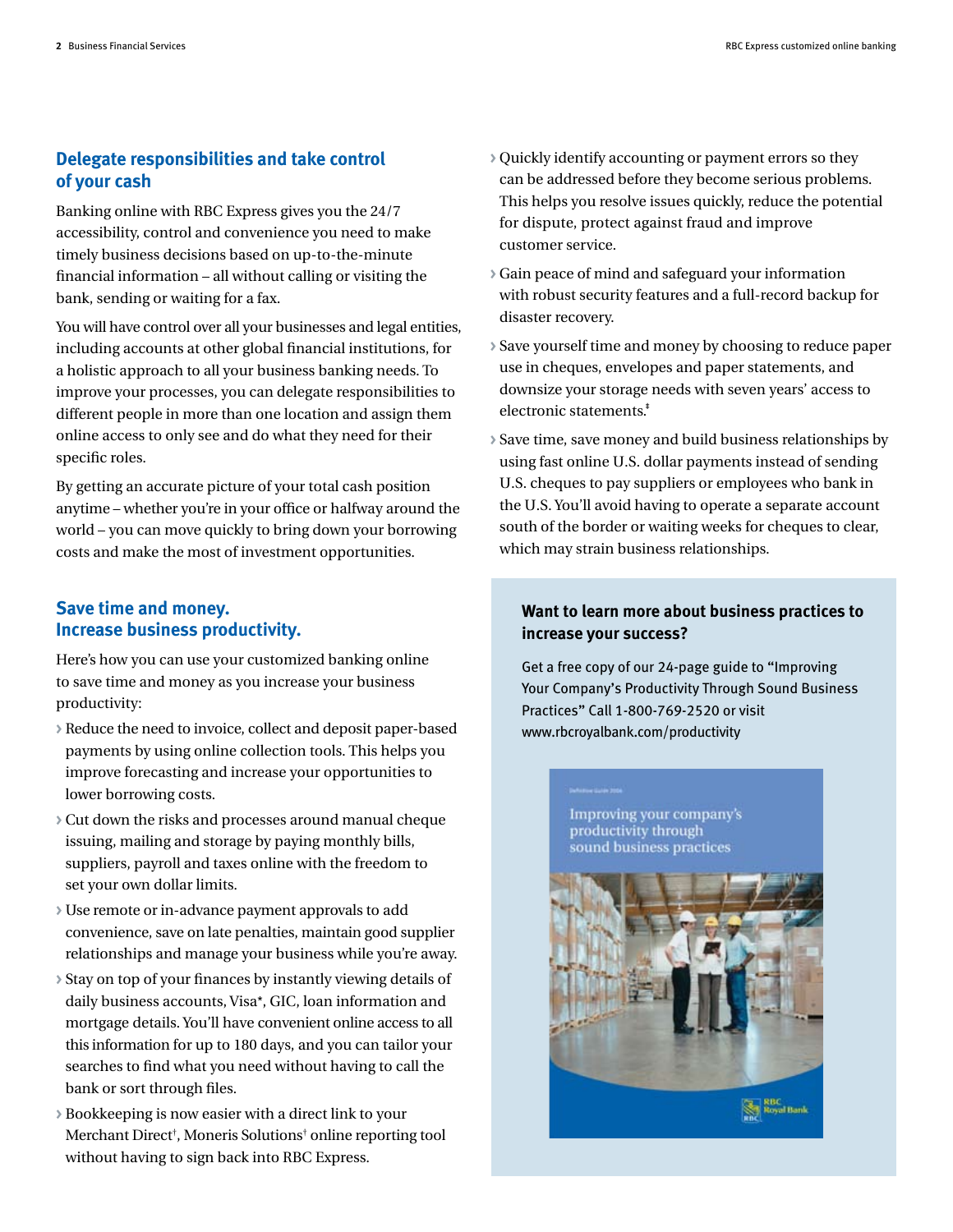## Delegate responsibilities and take control of your cash

Banking online with RBC Express gives you the 24/7 accessibility, control and convenience you need to make timely business decisions based on up-to-the-minute financial information – all without calling or visiting the bank, sending or waiting for a fax.

You will have control over all your businesses and legal entities, including accounts at other global financial institutions, for a holistic approach to all your business banking needs. To improve your processes, you can delegate responsibilities to different people in more than one location and assign them online access to only see and do what they need for their specific roles.

By getting an accurate picture of your total cash position anytime – whether you're in your office or halfway around the world – you can move quickly to bring down your borrowing costs and make the most of investment opportunities.

## Save time and money. Increase business productivity.

Here's how you can use your customized banking online to save time and money as you increase your business productivity:

- Reduce the need to invoice, collect and deposit paper-based payments by using online collection tools. This helps you improve forecasting and increase your opportunities to lower borrowing costs.
- Cut down the risks and processes around manual cheque issuing, mailing and storage by paying monthly bills, suppliers, payroll and taxes online with the freedom to set your own dollar limits.
- Use remote or in-advance payment approvals to add convenience, save on late penalties, maintain good supplier relationships and manage your business while you're away.
- Stay on top of your finances by instantly viewing details of daily business accounts, Visa*, GIC, loan information and mortgage details. You'll have convenient online access to all this information for up to 180 days, and you can tailor your searches to find what you need without having to call the bank or sort through files.
- Bookkeeping is now easier with a direct link to your Merchant Direct†, Moneris Solutions† online reporting tool without having to sign back into RBC Express.
- Quickly identify accounting or payment errors so they can be addressed before they become serious problems. This helps you resolve issues quickly, reduce the potential for dispute, protect against fraud and improve customer service.
- Gain peace of mind and safeguard your information with robust security features and a full-record backup for disaster recovery.
- Save yourself time and money by choosing to reduce paper use in cheques, envelopes and paper statements, and downsize your storage needs with seven years' access to electronic statements.‡
- Save time, save money and build business relationships by using fast online U.S. dollar payments instead of sending U.S. cheques to pay suppliers or employees who bank in the U.S. You'll avoid having to operate a separate account south of the border or waiting weeks for cheques to clear, which may strain business relationships.

### Want to learn more about business practices to increase your success?

Get a free copy of our 24-page guide to "Improving Your Company's Productivity Through Sound Business Practices" Call 1-800-769-2520 or visit www.rbcroyalbank.com/productivity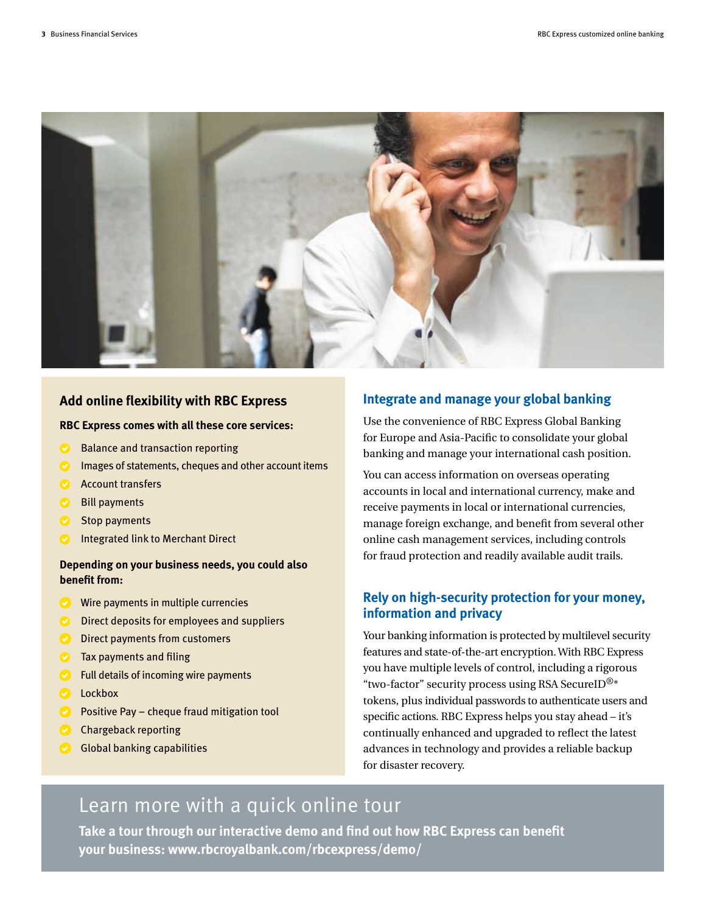## Add online flexibility with RBC Express

**RBC Express comes with all these core services:**

- Balance and transaction reporting
- Images of statements, cheques and other account items
- Account transfers
- Bill payments
- Stop payments
- Integrated link to Merchant Direct

**Depending on your business needs, you could also benefit from:**

- Wire payments in multiple currencies
- Direct deposits for employees and suppliers
- Direct payments from customers
- Tax payments and filing
- Full details of incoming wire payments
- Lockbox
- Positive Pay – cheque fraud mitigation tool
- Chargeback reporting
- Global banking capabilities

## Integrate and manage your global banking

Use the convenience of RBC Express Global Banking for Europe and Asia-Pacific to consolidate your global banking and manage your international cash position.

You can access information on overseas operating accounts in local and international currency, make and receive payments in local or international currencies, manage foreign exchange, and benefit from several other online cash management services, including controls for fraud protection and readily available audit trails.

## Rely on high-security protection for your money, information and privacy

Your banking information is protected by multilevel security features and state-of-the-art encryption. With RBC Express you have multiple levels of control, including a rigorous "two-factor" security process using RSA SecureID®* tokens, plus individual passwords to authenticate users and specific actions. RBC Express helps you stay ahead – it's continually enhanced and upgraded to reflect the latest advances in technology and provides a reliable backup for disaster recovery.

## Learn more with a quick online tour

**Take a tour through our interactive demo and find out how RBC Express can benefit your business: www.rbcroyalbank.com/rbcexpress/demo/**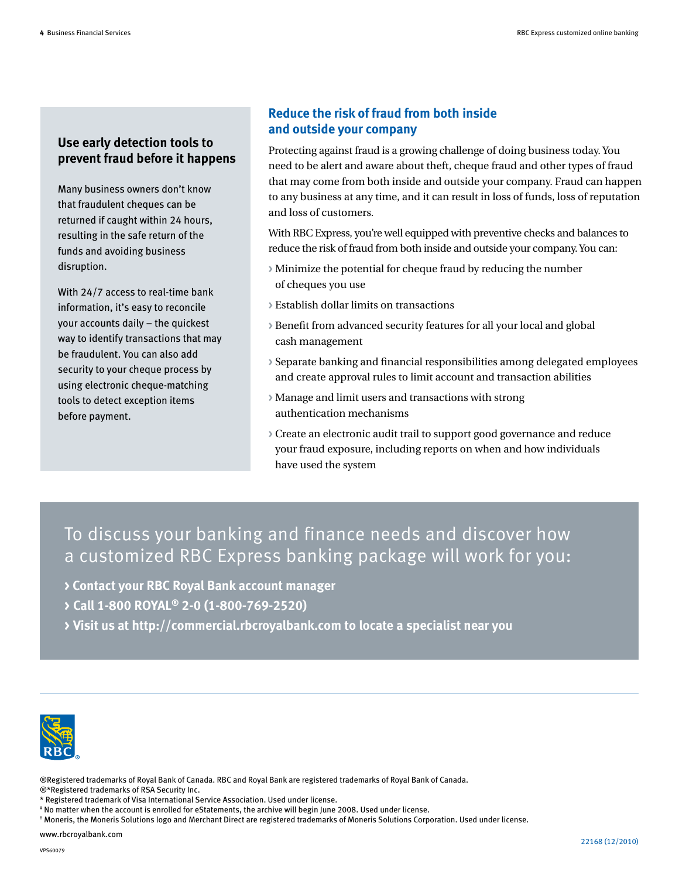## Use early detection tools to prevent fraud before it happens

Many business owners don't know that fraudulent cheques can be returned if caught within 24 hours, resulting in the safe return of the funds and avoiding business disruption.

With 24/7 access to real-time bank information, it's easy to reconcile your accounts daily – the quickest way to identify transactions that may be fraudulent. You can also add security to your cheque process by using electronic cheque-matching tools to detect exception items before payment.

## Reduce the risk of fraud from both inside and outside your company

Protecting against fraud is a growing challenge of doing business today. You need to be alert and aware about theft, cheque fraud and other types of fraud that may come from both inside and outside your company. Fraud can happen to any business at any time, and it can result in loss of funds, loss of reputation and loss of customers.

With RBC Express, you're well equipped with preventive checks and balances to reduce the risk of fraud from both inside and outside your company. You can:

- Minimize the potential for cheque fraud by reducing the number of cheques you use
- Establish dollar limits on transactions
- Benefit from advanced security features for all your local and global cash management
- Separate banking and financial responsibilities among delegated employees and create approval rules to limit account and transaction abilities
- Manage and limit users and transactions with strong authentication mechanisms
- Create an electronic audit trail to support good governance and reduce your fraud exposure, including reports on when and how individuals have used the system

## To discuss your banking and finance needs and discover how a customized RBC Express banking package will work for you:

- **Contact your RBC Royal Bank account manager**
- **Call 1-800 ROYAL® 2-0 (1-800-769-2520)**
- **Visit us at http://commercial.rbcroyalbank.com to locate a specialist near you**

®Registered trademarks of Royal Bank of Canada. RBC and Royal Bank are registered trademarks of Royal Bank of Canada.
®*Registered trademarks of RSA Security Inc.
* Registered trademark of Visa International Service Association. Used under license.
‡ No matter when the account is enrolled for eStatements, the archive will begin June 2008. Used under license.
† Moneris, the Moneris Solutions logo and Merchant Direct are registered trademarks of Moneris Solutions Corporation. Used under license.

www.rbcroyalbank.com

VPS60079

22168 (12/2010)